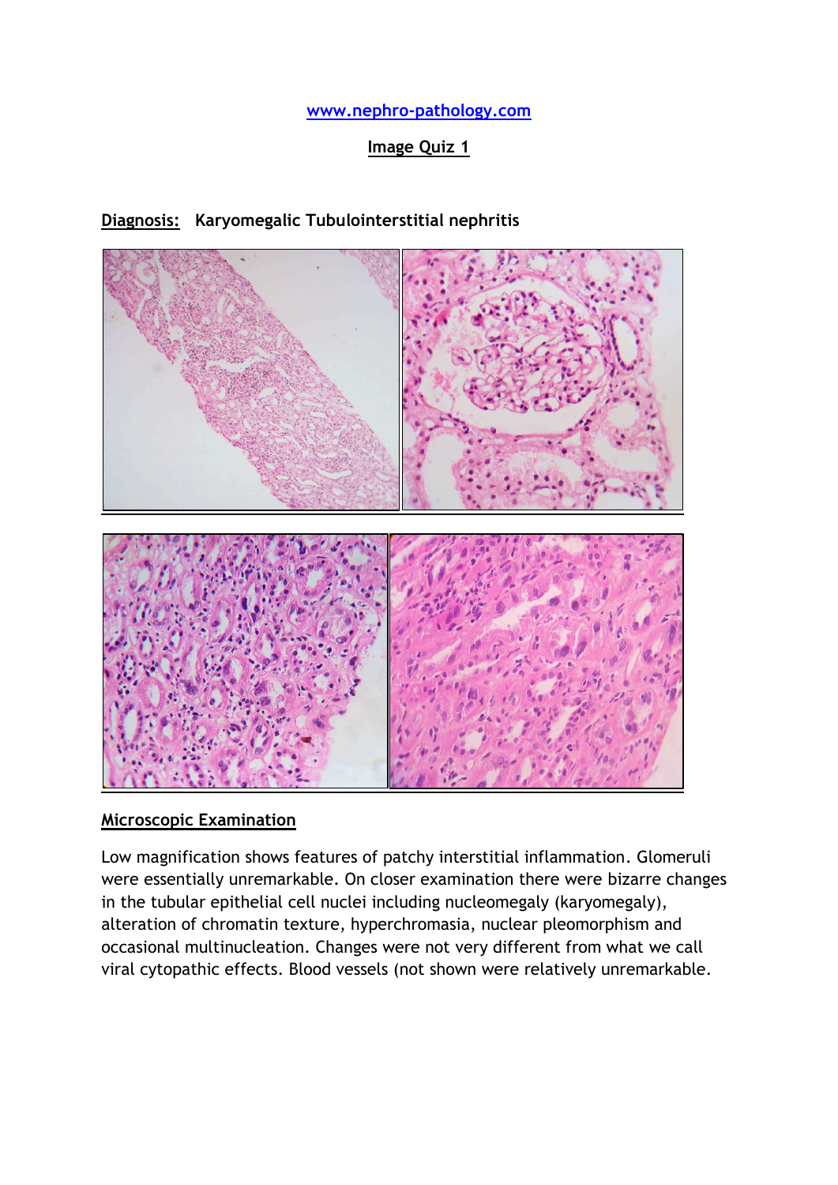www.nephro-pathology.com

**Image Quiz 1**

**Diagnosis:** **Karyomegalic Tubulointerstitial nephritis**

## Microscopic Examination

Low magnification shows features of patchy interstitial inflammation. Glomeruli were essentially unremarkable. On closer examination there were bizarre changes in the tubular epithelial cell nuclei including nucleomegaly (karyomegaly), alteration of chromatin texture, hyperchromasia, nuclear pleomorphism and occasional multinucleation. Changes were not very different from what we call viral cytopathic effects. Blood vessels (not shown were relatively unremarkable.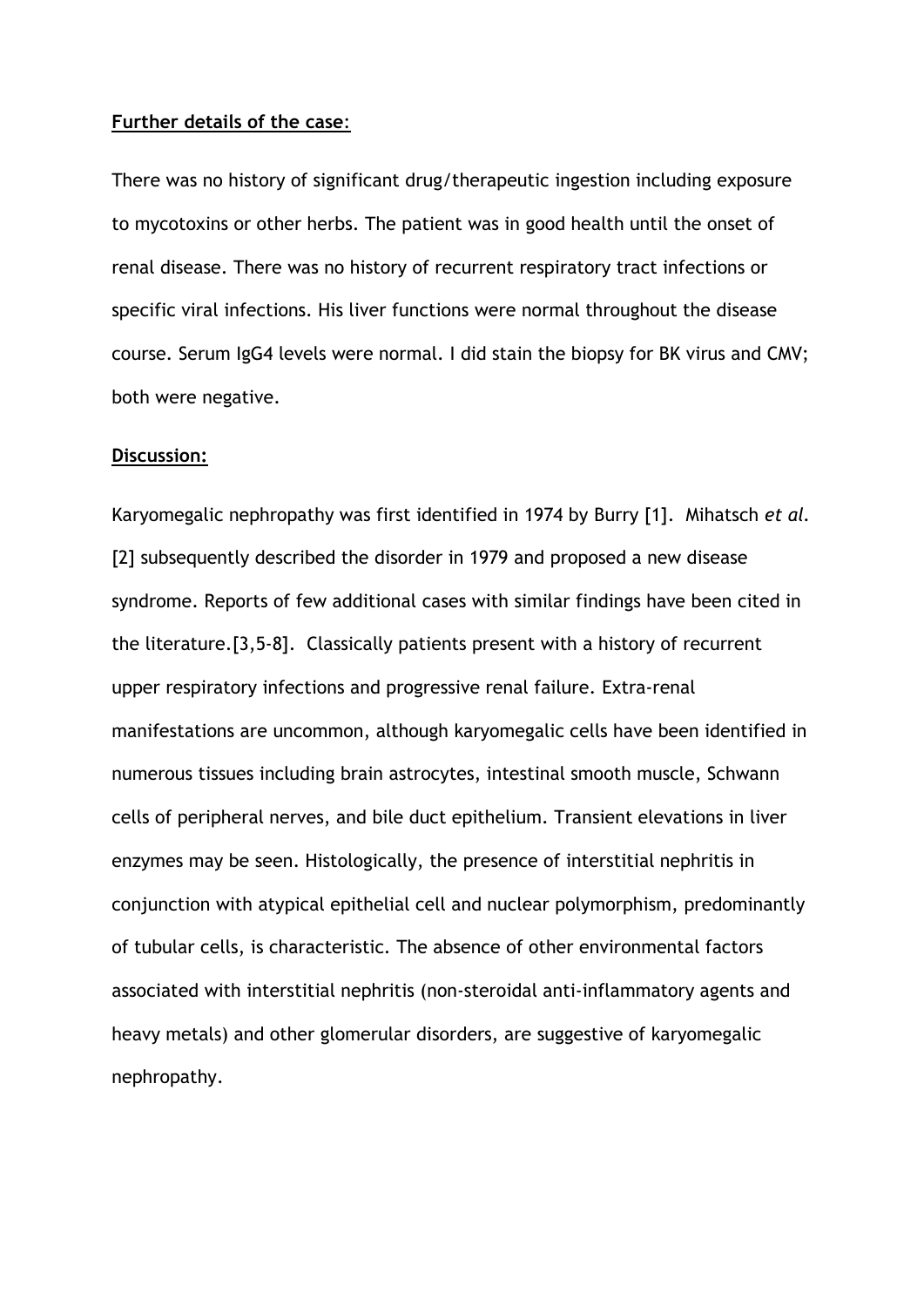**Further details of the case**:

There was no history of significant drug/therapeutic ingestion including exposure to mycotoxins or other herbs. The patient was in good health until the onset of renal disease. There was no history of recurrent respiratory tract infections or specific viral infections. His liver functions were normal throughout the disease course. Serum IgG4 levels were normal. I did stain the biopsy for BK virus and CMV; both were negative.

**Discussion:**

Karyomegalic nephropathy was first identified in 1974 by Burry [1]. Mihatsch *et al.* [2] subsequently described the disorder in 1979 and proposed a new disease syndrome. Reports of few additional cases with similar findings have been cited in the literature.[3,5-8]. Classically patients present with a history of recurrent upper respiratory infections and progressive renal failure. Extra-renal manifestations are uncommon, although karyomegalic cells have been identified in numerous tissues including brain astrocytes, intestinal smooth muscle, Schwann cells of peripheral nerves, and bile duct epithelium. Transient elevations in liver enzymes may be seen. Histologically, the presence of interstitial nephritis in conjunction with atypical epithelial cell and nuclear polymorphism, predominantly of tubular cells, is characteristic. The absence of other environmental factors associated with interstitial nephritis (non-steroidal anti-inflammatory agents and heavy metals) and other glomerular disorders, are suggestive of karyomegalic nephropathy.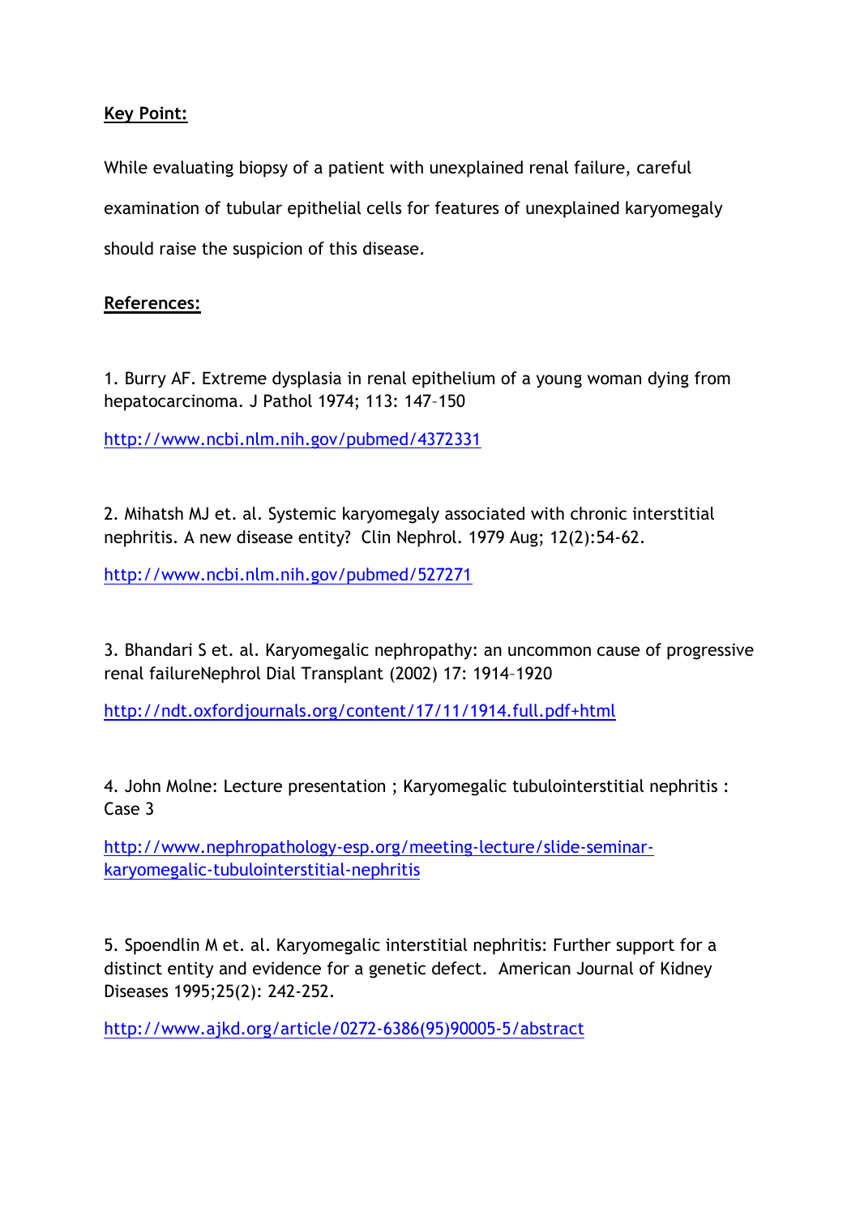**Key Point:**

While evaluating biopsy of a patient with unexplained renal failure, careful examination of tubular epithelial cells for features of unexplained karyomegaly should raise the suspicion of this disease.

**References:**

1. Burry AF. Extreme dysplasia in renal epithelium of a young woman dying from hepatocarcinoma. J Pathol 1974; 113: 147–150

http://www.ncbi.nlm.nih.gov/pubmed/4372331

2. Mihatsh MJ et. al. Systemic karyomegaly associated with chronic interstitial nephritis. A new disease entity? Clin Nephrol. 1979 Aug; 12(2):54-62.

http://www.ncbi.nlm.nih.gov/pubmed/527271

3. Bhandari S et. al. Karyomegalic nephropathy: an uncommon cause of progressive renal failureNephrol Dial Transplant (2002) 17: 1914–1920

http://ndt.oxfordjournals.org/content/17/11/1914.full.pdf+html

4. John Molne: Lecture presentation ; Karyomegalic tubulointerstitial nephritis : Case 3

http://www.nephropathology-esp.org/meeting-lecture/slide-seminar-karyomegalic-tubulointerstitial-nephritis

5. Spoendlin M et. al. Karyomegalic interstitial nephritis: Further support for a distinct entity and evidence for a genetic defect. American Journal of Kidney Diseases 1995;25(2): 242-252.

http://www.ajkd.org/article/0272-6386(95)90005-5/abstract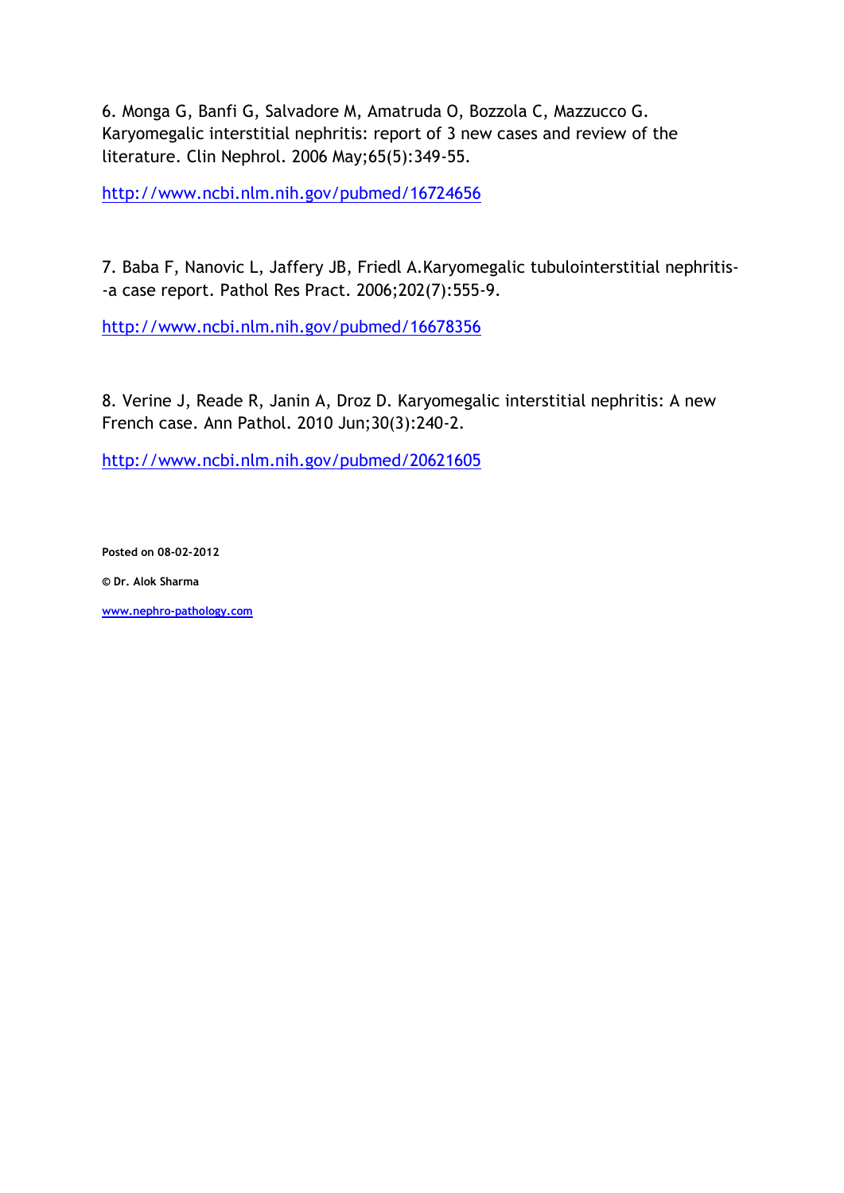6. Monga G, Banfi G, Salvadore M, Amatruda O, Bozzola C, Mazzucco G. Karyomegalic interstitial nephritis: report of 3 new cases and review of the literature. Clin Nephrol. 2006 May;65(5):349-55.

http://www.ncbi.nlm.nih.gov/pubmed/16724656

7. Baba F, Nanovic L, Jaffery JB, Friedl A.Karyomegalic tubulointerstitial nephritis--a case report. Pathol Res Pract. 2006;202(7):555-9.

http://www.ncbi.nlm.nih.gov/pubmed/16678356

8. Verine J, Reade R, Janin A, Droz D. Karyomegalic interstitial nephritis: A new French case. Ann Pathol. 2010 Jun;30(3):240-2.

http://www.ncbi.nlm.nih.gov/pubmed/20621605

**Posted on 08-02-2012**

**© Dr. Alok Sharma**

**www.nephro-pathology.com**